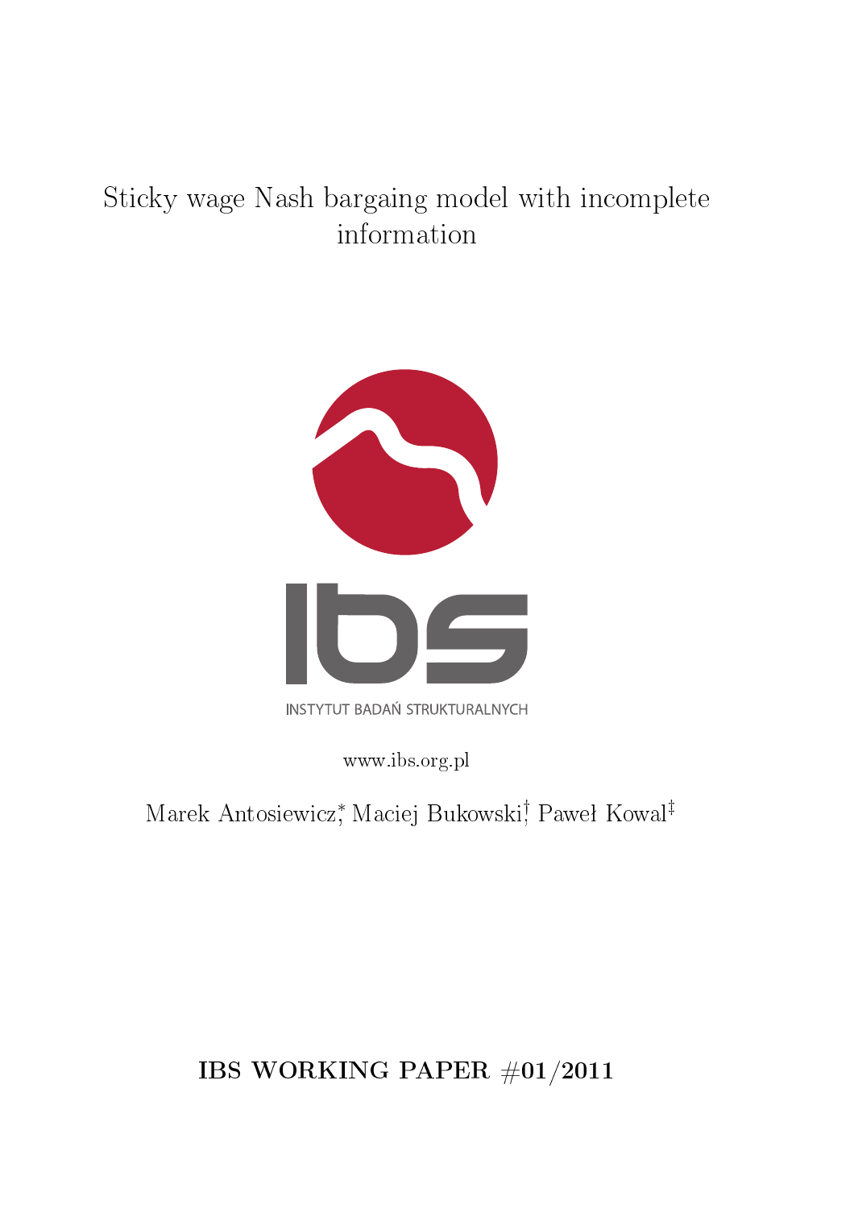# Sticky wage Nash bargaing model with incomplete information

INSTYTUT BADAŃ STRUKTURALNYCH

www.ibs.org.pl

Marek Antosiewicz[*], Maciej Bukowski[†], Paweł Kowal[‡]

**IBS WORKING PAPER #01/2011**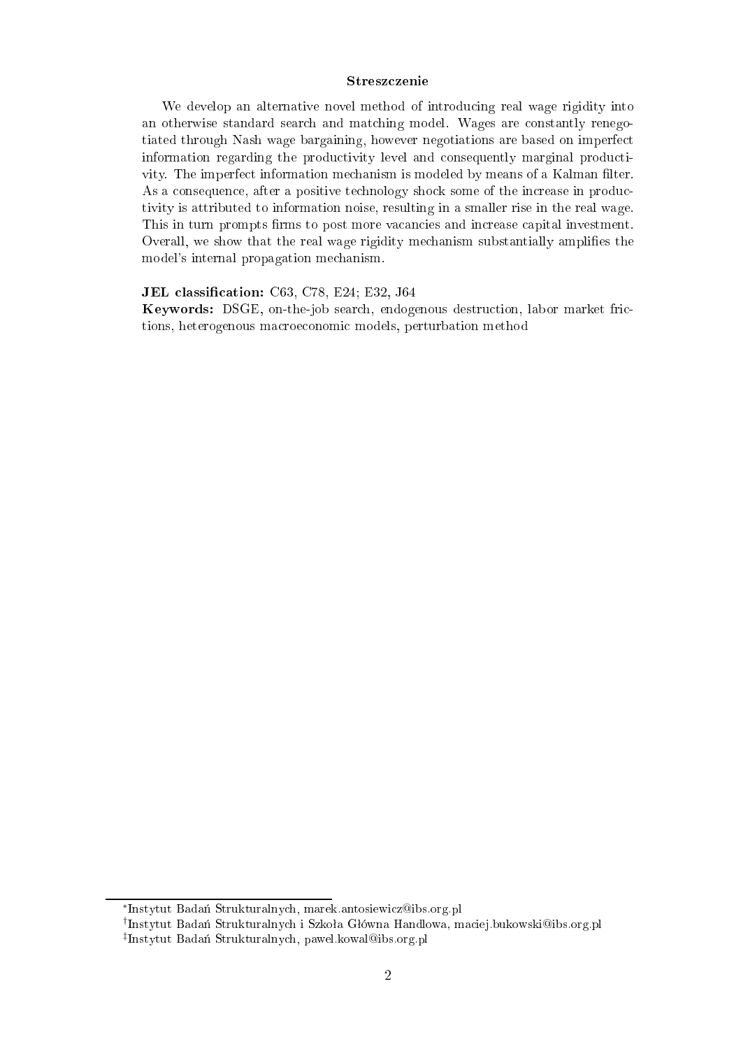#### Streszczenie

We develop an alternative novel method of introducing real wage rigidity into an otherwise standard search and matching model. Wages are constantly renegotiated through Nash wage bargaining, however negotiations are based on imperfect information regarding the productivity level and consequently marginal productivity. The imperfect information mechanism is modeled by means of a Kalman filter. As a consequence, after a positive technology shock some of the increase in productivity is attributed to information noise, resulting in a smaller rise in the real wage. This in turn prompts firms to post more vacancies and increase capital investment. Overall, we show that the real wage rigidity mechanism substantially amplifies the model's internal propagation mechanism.

**JEL classification:** C63, C78, E24; E32, J64

**Keywords:** DSGE, on-the-job search, endogenous destruction, labor market frictions, heterogenous macroeconomic models, perturbation method

---

[*] Instytut Badań Strukturalnych, marek.antosiewicz@ibs.org.pl

[†] Instytut Badań Strukturalnych i Szkoła Główna Handlowa, maciej.bukowski@ibs.org.pl

[‡] Instytut Badań Strukturalnych, pawel.kowal@ibs.org.pl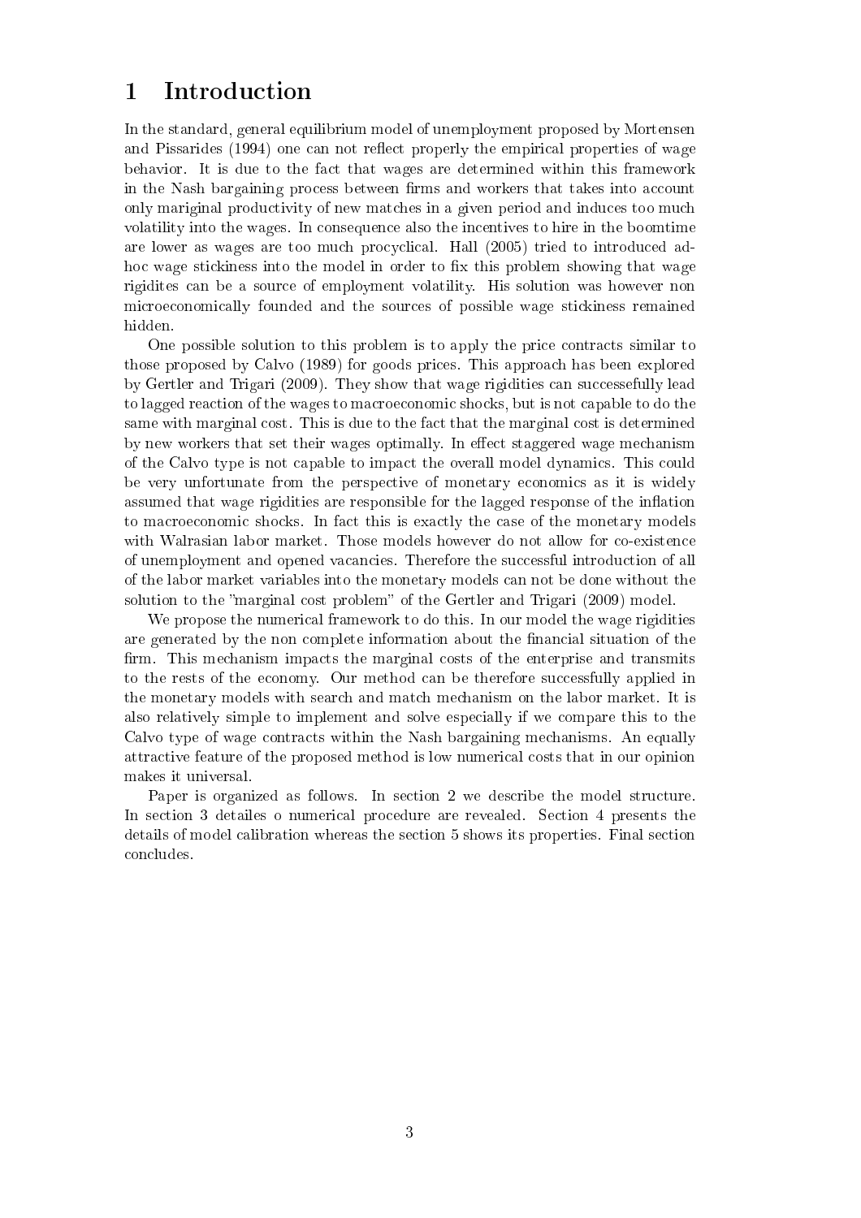# 1 Introduction

In the standard, general equilibrium model of unemployment proposed by Mortensen and Pissarides (1994) one can not reflect properly the empirical properties of wage behavior. It is due to the fact that wages are determined within this framework in the Nash bargaining process between firms and workers that takes into account only mariginal productivity of new matches in a given period and induces too much volatility into the wages. In consequence also the incentives to hire in the boomtime are lower as wages are too much procyclical. Hall (2005) tried to introduced ad-hoc wage stickiness into the model in order to fix this problem showing that wage rigidites can be a source of employment volatility. His solution was however non microeconomically founded and the sources of possible wage stickiness remained hidden.

One possible solution to this problem is to apply the price contracts similar to those proposed by Calvo (1989) for goods prices. This approach has been explored by Gertler and Trigari (2009). They show that wage rigidities can successefully lead to lagged reaction of the wages to macroeconomic shocks, but is not capable to do the same with marginal cost. This is due to the fact that the marginal cost is determined by new workers that set their wages optimally. In effect staggered wage mechanism of the Calvo type is not capable to impact the overall model dynamics. This could be very unfortunate from the perspective of monetary economics as it is widely assumed that wage rigidities are responsible for the lagged response of the inflation to macroeconomic shocks. In fact this is exactly the case of the monetary models with Walrasian labor market. Those models however do not allow for co-existence of unemployment and opened vacancies. Therefore the successful introduction of all of the labor market variables into the monetary models can not be done without the solution to the "marginal cost problem" of the Gertler and Trigari (2009) model.

We propose the numerical framework to do this. In our model the wage rigidities are generated by the non complete information about the financial situation of the firm. This mechanism impacts the marginal costs of the enterprise and transmits to the rests of the economy. Our method can be therefore successfully applied in the monetary models with search and match mechanism on the labor market. It is also relatively simple to implement and solve especially if we compare this to the Calvo type of wage contracts within the Nash bargaining mechanisms. An equally attractive feature of the proposed method is low numerical costs that in our opinion makes it universal.

Paper is organized as follows. In section 2 we describe the model structure. In section 3 detailes o numerical procedure are revealed. Section 4 presents the details of model calibration whereas the section 5 shows its properties. Final section concludes.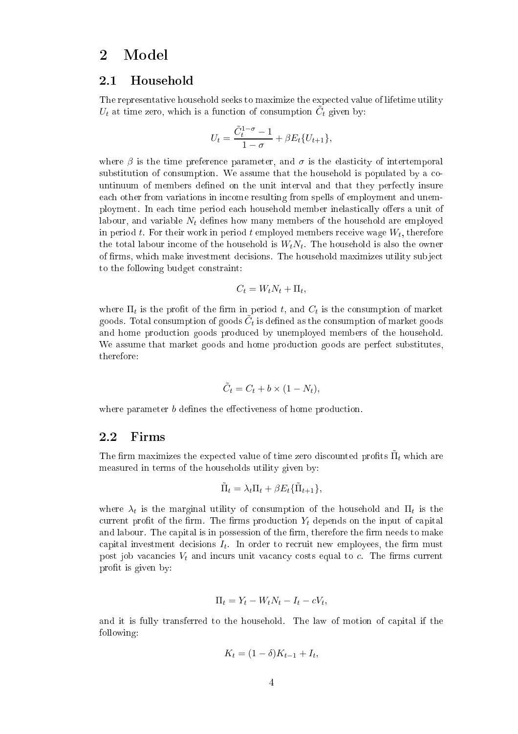# 2 Model

## 2.1 Household

The representative household seeks to maximize the expected value of lifetime utility $U_t$ at time zero, which is a function of consumption $\tilde{C}_t$ given by:

$$U_t = \frac{\tilde{C}_t^{1-\sigma} - 1}{1-\sigma} + \beta E_t\{U_{t+1}\},$$

where $\beta$ is the time preference parameter, and $\sigma$ is the elasticity of intertemporal substitution of consumption. We assume that the household is populated by a countinuum of members defined on the unit interval and that they perfectly insure each other from variations in income resulting from spells of employment and unemployment. In each time period each household member inelastically offers a unit of labour, and variable $N_t$ defines how many members of the household are employed in period $t$. For their work in period $t$ employed members receive wage $W_t$, therefore the total labour income of the household is $W_t N_t$. The household is also the owner of firms, which make investment decisions. The household maximizes utility subject to the following budget constraint:

$$C_t = W_t N_t + \Pi_t,$$

where $\Pi_t$ is the profit of the firm in period $t$, and $C_t$ is the consumption of market goods. Total consumption of goods $\tilde{C}_t$ is defined as the consumption of market goods and home production goods produced by unemployed members of the household. We assume that market goods and home production goods are perfect substitutes, therefore:

$$\tilde{C}_t = C_t + b \times (1 - N_t),$$

where parameter $b$ defines the effectiveness of home production.

## 2.2 Firms

The firm maximizes the expected value of time zero discounted profits $\tilde{\Pi}_t$ which are measured in terms of the households utility given by:

$$\tilde{\Pi}_t = \lambda_t \Pi_t + \beta E_t\{\tilde{\Pi}_{t+1}\},$$

where $\lambda_t$ is the marginal utility of consumption of the household and $\Pi_t$ is the current profit of the firm. The firms production $Y_t$ depends on the input of capital and labour. The capital is in possession of the firm, therefore the firm needs to make capital investment decisions $I_t$. In order to recruit new employees, the firm must post job vacancies $V_t$ and incurs unit vacancy costs equal to $c$. The firms current profit is given by:

$$\Pi_t = Y_t - W_t N_t - I_t - cV_t,$$

and it is fully transferred to the household. The law of motion of capital if the following:

$$K_t = (1-\delta)K_{t-1} + I_t,$$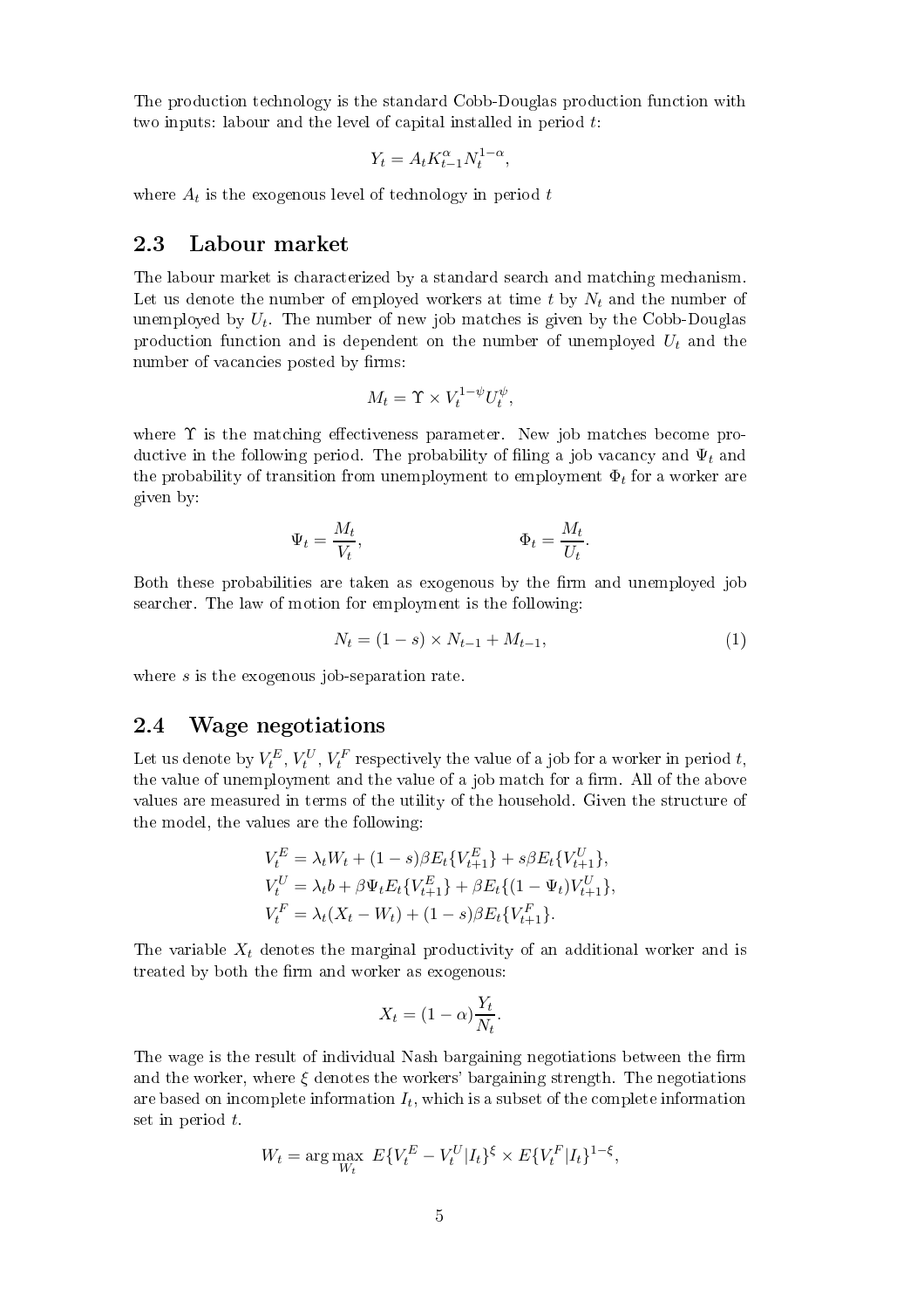The production technology is the standard Cobb-Douglas production function with two inputs: labour and the level of capital installed in period $t$:

$$Y_t = A_t K_{t-1}^{\alpha} N_t^{1-\alpha},$$

where $A_t$ is the exogenous level of technology in period $t$

## 2.3 Labour market

The labour market is characterized by a standard search and matching mechanism. Let us denote the number of employed workers at time $t$ by $N_t$ and the number of unemployed by $U_t$. The number of new job matches is given by the Cobb-Douglas production function and is dependent on the number of unemployed $U_t$ and the number of vacancies posted by firms:

$$M_t = \Upsilon \times V_t^{1-\psi} U_t^{\psi},$$

where $\Upsilon$ is the matching effectiveness parameter. New job matches become productive in the following period. The probability of filing a job vacancy and $\Psi_t$ and the probability of transition from unemployment to employment $\Phi_t$ for a worker are given by:

$$\Psi_t = \frac{M_t}{V_t}, \qquad \Phi_t = \frac{M_t}{U_t}.$$

Both these probabilities are taken as exogenous by the firm and unemployed job searcher. The law of motion for employment is the following:

$$N_t = (1-s) \times N_{t-1} + M_{t-1}, \tag{1}$$

where $s$ is the exogenous job-separation rate.

## 2.4 Wage negotiations

Let us denote by $V_t^E$, $V_t^U$, $V_t^F$ respectively the value of a job for a worker in period $t$, the value of unemployment and the value of a job match for a firm. All of the above values are measured in terms of the utility of the household. Given the structure of the model, the values are the following:

$$\begin{aligned}
V_t^E &= \lambda_t W_t + (1-s)\beta E_t\{V_{t+1}^E\} + s\beta E_t\{V_{t+1}^U\}, \\
V_t^U &= \lambda_t b + \beta \Psi_t E_t\{V_{t+1}^E\} + \beta E_t\{(1-\Psi_t)V_{t+1}^U\}, \\
V_t^F &= \lambda_t (X_t - W_t) + (1-s)\beta E_t\{V_{t+1}^F\}.
\end{aligned}$$

The variable $X_t$ denotes the marginal productivity of an additional worker and is treated by both the firm and worker as exogenous:

$$X_t = (1-\alpha)\frac{Y_t}{N_t}.$$

The wage is the result of individual Nash bargaining negotiations between the firm and the worker, where $\xi$ denotes the workers' bargaining strength. The negotiations are based on incomplete information $I_t$, which is a subset of the complete information set in period $t$.

$$W_t = \arg\max_{W_t} \; E\{V_t^E - V_t^U | I_t\}^{\xi} \times E\{V_t^F | I_t\}^{1-\xi},$$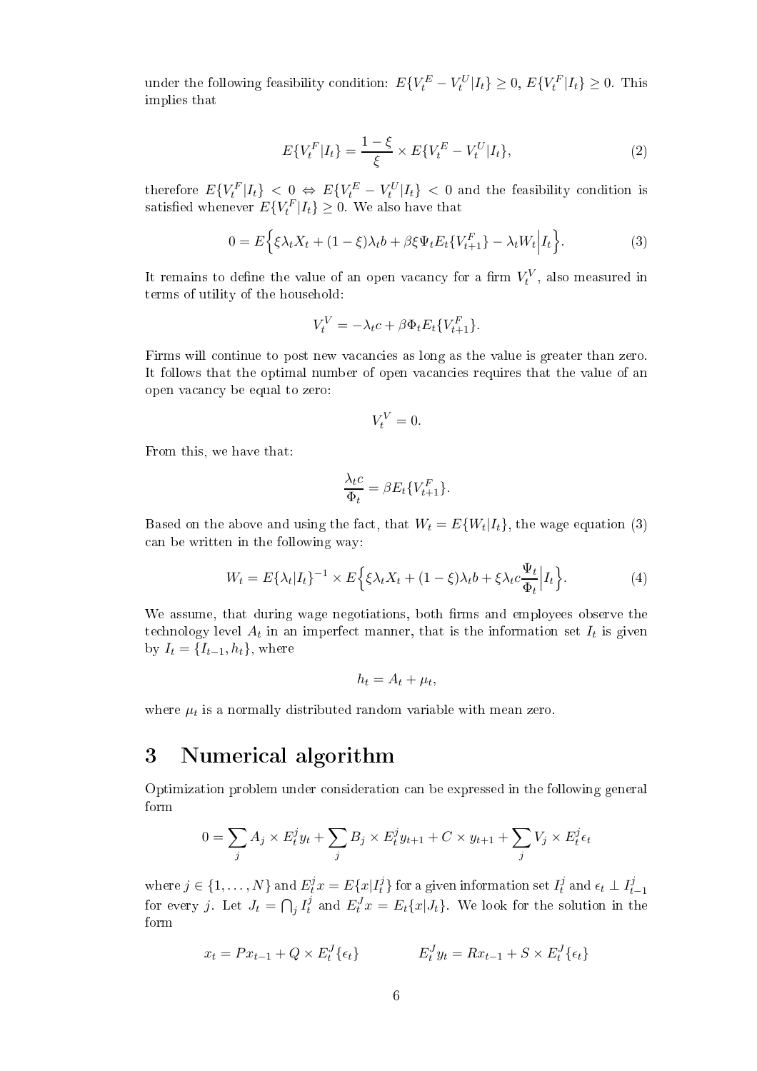under the following feasibility condition: $E\{V_t^E - V_t^U | I_t\} \geq 0$, $E\{V_t^F | I_t\} \geq 0$. This implies that

$$E\{V_t^F | I_t\} = \frac{1-\xi}{\xi} \times E\{V_t^E - V_t^U | I_t\}, \tag{2}$$

therefore $E\{V_t^F | I_t\} < 0 \Leftrightarrow E\{V_t^E - V_t^U | I_t\} < 0$ and the feasibility condition is satisfied whenever $E\{V_t^F | I_t\} \geq 0$. We also have that

$$0 = E\Big\{\xi \lambda_t X_t + (1-\xi)\lambda_t b + \beta \xi \Psi_t E_t\{V_{t+1}^F\} - \lambda_t W_t \Big| I_t\Big\}. \tag{3}$$

It remains to define the value of an open vacancy for a firm $V_t^V$, also measured in terms of utility of the household:

$$V_t^V = -\lambda_t c + \beta \Phi_t E_t\{V_{t+1}^F\}.$$

Firms will continue to post new vacancies as long as the value is greater than zero. It follows that the optimal number of open vacancies requires that the value of an open vacancy be equal to zero:

$$V_t^V = 0.$$

From this, we have that:

$$\frac{\lambda_t c}{\Phi_t} = \beta E_t\{V_{t+1}^F\}.$$

Based on the above and using the fact, that $W_t = E\{W_t | I_t\}$, the wage equation (3) can be written in the following way:

$$W_t = E\{\lambda_t | I_t\}^{-1} \times E\Big\{\xi \lambda_t X_t + (1-\xi)\lambda_t b + \xi \lambda_t c \frac{\Psi_t}{\Phi_t} \Big| I_t\Big\}. \tag{4}$$

We assume, that during wage negotiations, both firms and employees observe the technology level $A_t$ in an imperfect manner, that is the information set $I_t$ is given by $I_t = \{I_{t-1}, h_t\}$, where

$$h_t = A_t + \mu_t,$$

where $\mu_t$ is a normally distributed random variable with mean zero.

# 3 Numerical algorithm

Optimization problem under consideration can be expressed in the following general form

$$0 = \sum_j A_j \times E_t^j y_t + \sum_j B_j \times E_t^j y_{t+1} + C \times y_{t+1} + \sum_j V_j \times E_t^j \epsilon_t$$

where $j \in \{1, \ldots, N\}$ and $E_t^j x = E\{x | I_t^j\}$ for a given information set $I_t^j$ and $\epsilon_t \perp I_{t-1}^j$ for every $j$. Let $J_t = \bigcap_j I_t^j$ and $E_t^J x = E_t\{x | J_t\}$. We look for the solution in the form

$$x_t = P x_{t-1} + Q \times E_t^J\{\epsilon_t\} \qquad\qquad E_t^J y_t = R x_{t-1} + S \times E_t^J\{\epsilon_t\}$$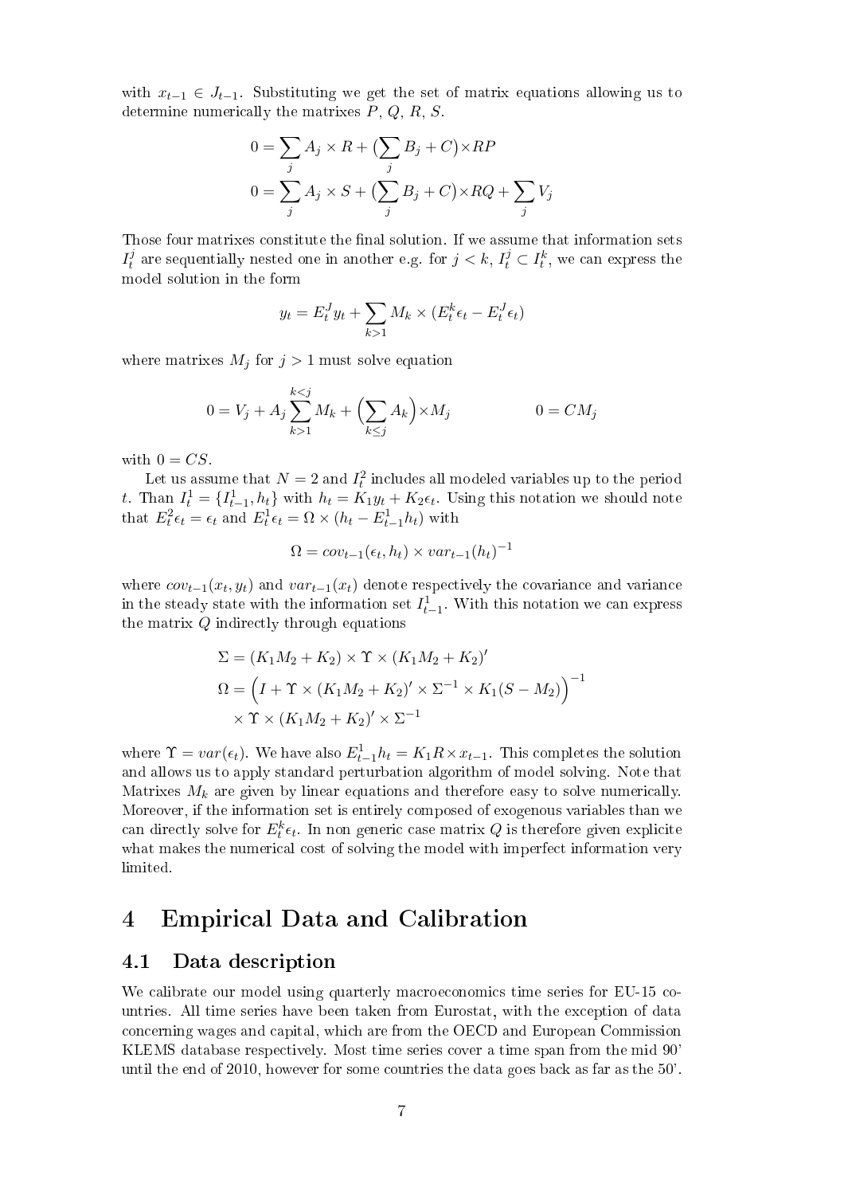with $x_{t-1} \in J_{t-1}$. Substituting we get the set of matrix equations allowing us to determine numerically the matrixes $P$, $Q$, $R$, $S$.

$$0 = \sum_j A_j \times R + \big(\sum_j B_j + C\big) \times RP$$
$$0 = \sum_j A_j \times S + \big(\sum_j B_j + C\big) \times RQ + \sum_j V_j$$

Those four matrixes constitute the final solution. If we assume that information sets $I_t^j$ are sequentially nested one in another e.g. for $j < k$, $I_t^j \subset I_t^k$, we can express the model solution in the form

$$y_t = E_t^J y_t + \sum_{k>1} M_k \times (E_t^k \epsilon_t - E_t^J \epsilon_t)$$

where matrixes $M_j$ for $j > 1$ must solve equation

$$0 = V_j + A_j \sum_{k>1}^{k<j} M_k + \Big(\sum_{k \leq j} A_k\Big) \times M_j \qquad\qquad 0 = CM_j$$

with $0 = CS$.

Let us assume that $N = 2$ and $I_t^2$ includes all modeled variables up to the period $t$. Than $I_t^1 = \{I_{t-1}^1, h_t\}$ with $h_t = K_1 y_t + K_2 \epsilon_t$. Using this notation we should note that $E_t^2 \epsilon_t = \epsilon_t$ and $E_t^1 \epsilon_t = \Omega \times (h_t - E_{t-1}^1 h_t)$ with

$$\Omega = cov_{t-1}(\epsilon_t, h_t) \times var_{t-1}(h_t)^{-1}$$

where $cov_{t-1}(x_t, y_t)$ and $var_{t-1}(x_t)$ denote respectively the covariance and variance in the steady state with the information set $I_{t-1}^1$. With this notation we can express the matrix $Q$ indirectly through equations

$$\Sigma = (K_1 M_2 + K_2) \times \Upsilon \times (K_1 M_2 + K_2)'$$
$$\Omega = \Big(I + \Upsilon \times (K_1 M_2 + K_2)' \times \Sigma^{-1} \times K_1 (S - M_2)\Big)^{-1} \times \Upsilon \times (K_1 M_2 + K_2)' \times \Sigma^{-1}$$

where $\Upsilon = var(\epsilon_t)$. We have also $E_{t-1}^1 h_t = K_1 R \times x_{t-1}$. This completes the solution and allows us to apply standard perturbation algorithm of model solving. Note that Matrixes $M_k$ are given by linear equations and therefore easy to solve numerically. Moreover, if the information set is entirely composed of exogenous variables than we can directly solve for $E_t^k \epsilon_t$. In non generic case matrix $Q$ is therefore given explicite what makes the numerical cost of solving the model with imperfect information very limited.

# 4 Empirical Data and Calibration

## 4.1 Data description

We calibrate our model using quarterly macroeconomics time series for EU-15 countries. All time series have been taken from Eurostat, with the exception of data concerning wages and capital, which are from the OECD and European Commission KLEMS database respectively. Most time series cover a time span from the mid 90' until the end of 2010, however for some countries the data goes back as far as the 50'.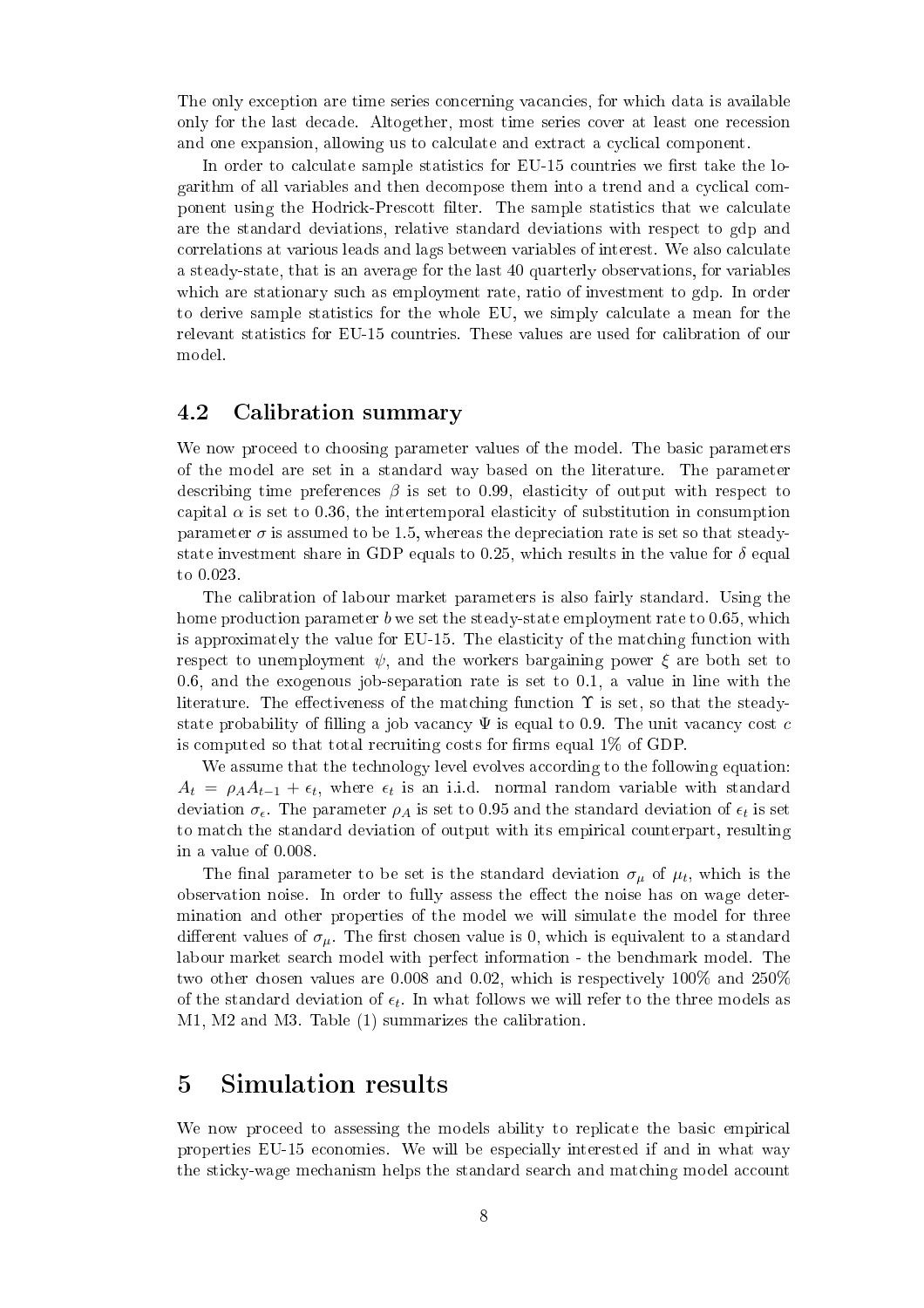The only exception are time series concerning vacancies, for which data is available only for the last decade. Altogether, most time series cover at least one recession and one expansion, allowing us to calculate and extract a cyclical component.

In order to calculate sample statistics for EU-15 countries we first take the logarithm of all variables and then decompose them into a trend and a cyclical component using the Hodrick-Prescott filter. The sample statistics that we calculate are the standard deviations, relative standard deviations with respect to gdp and correlations at various leads and lags between variables of interest. We also calculate a steady-state, that is an average for the last 40 quarterly observations, for variables which are stationary such as employment rate, ratio of investment to gdp. In order to derive sample statistics for the whole EU, we simply calculate a mean for the relevant statistics for EU-15 countries. These values are used for calibration of our model.

## 4.2 Calibration summary

We now proceed to choosing parameter values of the model. The basic parameters of the model are set in a standard way based on the literature. The parameter describing time preferences $\beta$ is set to 0.99, elasticity of output with respect to capital $\alpha$ is set to 0.36, the intertemporal elasticity of substitution in consumption parameter $\sigma$ is assumed to be 1.5, whereas the depreciation rate is set so that steady-state investment share in GDP equals to 0.25, which results in the value for $\delta$ equal to 0.023.

The calibration of labour market parameters is also fairly standard. Using the home production parameter $b$ we set the steady-state employment rate to 0.65, which is approximately the value for EU-15. The elasticity of the matching function with respect to unemployment $\psi$, and the workers bargaining power $\xi$ are both set to 0.6, and the exogenous job-separation rate is set to 0.1, a value in line with the literature. The effectiveness of the matching function $\Upsilon$ is set, so that the steady-state probability of filling a job vacancy $\Psi$ is equal to 0.9. The unit vacancy cost $c$ is computed so that total recruiting costs for firms equal 1% of GDP.

We assume that the technology level evolves according to the following equation: $A_t = \rho_A A_{t-1} + \epsilon_t$, where $\epsilon_t$ is an i.i.d. normal random variable with standard deviation $\sigma_\epsilon$. The parameter $\rho_A$ is set to 0.95 and the standard deviation of $\epsilon_t$ is set to match the standard deviation of output with its empirical counterpart, resulting in a value of 0.008.

The final parameter to be set is the standard deviation $\sigma_\mu$ of $\mu_t$, which is the observation noise. In order to fully assess the effect the noise has on wage determination and other properties of the model we will simulate the model for three different values of $\sigma_\mu$. The first chosen value is 0, which is equivalent to a standard labour market search model with perfect information - the benchmark model. The two other chosen values are 0.008 and 0.02, which is respectively 100% and 250% of the standard deviation of $\epsilon_t$. In what follows we will refer to the three models as M1, M2 and M3. Table (1) summarizes the calibration.

# 5 Simulation results

We now proceed to assessing the models ability to replicate the basic empirical properties EU-15 economies. We will be especially interested if and in what way the sticky-wage mechanism helps the standard search and matching model account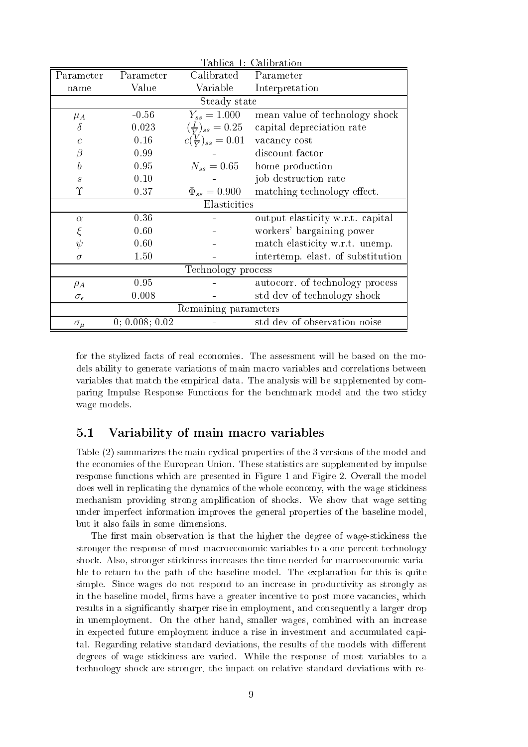Tablica 1: Calibration

| Parameter name | Parameter Value | Calibrated Variable | Parameter Interpretation |
|---|---|---|---|
| Steady state | | | |
| $\mu_A$ | -0.56 | $Y_{ss} = 1.000$ | mean value of technology shock |
| $\delta$ | 0.023 | $(\frac{I}{Y})_{ss} = 0.25$ | capital depreciation rate |
| $c$ | 0.16 | $c(\frac{V}{Y})_{ss} = 0.01$ | vacancy cost |
| $\beta$ | 0.99 | - | discount factor |
| $b$ | 0.95 | $N_{ss} = 0.65$ | home production |
| $s$ | 0.10 | - | job destruction rate |
| $\Upsilon$ | 0.37 | $\Phi_{ss} = 0.900$ | matching technology effect. |
| Elasticities | | | |
| $\alpha$ | 0.36 | - | output elasticity w.r.t. capital |
| $\xi$ | 0.60 | - | workers' bargaining power |
| $\psi$ | 0.60 | - | match elasticity w.r.t. unemp. |
| $\sigma$ | 1.50 | - | intertemp. elast. of substitution |
| Technology process | | | |
| $\rho_A$ | 0.95 | - | autocorr. of technology process |
| $\sigma_\epsilon$ | 0.008 | - | std dev of technology shock |
| Remaining parameters | | | |
| $\sigma_\mu$ | 0; 0.008; 0.02 | - | std dev of observation noise |

for the stylized facts of real economies. The assessment will be based on the models ability to generate variations of main macro variables and correlations between variables that match the empirical data. The analysis will be supplemented by comparing Impulse Response Functions for the benchmark model and the two sticky wage models.

## 5.1 Variability of main macro variables

Table (2) summarizes the main cyclical properties of the 3 versions of the model and the economies of the European Union. These statistics are supplemented by impulse response functions which are presented in Figure 1 and Figire 2. Overall the model does well in replicating the dynamics of the whole economy, with the wage stickiness mechanism providing strong amplification of shocks. We show that wage setting under imperfect information improves the general properties of the baseline model, but it also fails in some dimensions.

The first main observation is that the higher the degree of wage-stickiness the stronger the response of most macroeconomic variables to a one percent technology shock. Also, stronger stickiness increases the time needed for macroeconomic variable to return to the path of the baseline model. The explanation for this is quite simple. Since wages do not respond to an increase in productivity as strongly as in the baseline model, firms have a greater incentive to post more vacancies, which results in a significantly sharper rise in employment, and consequently a larger drop in unemployment. On the other hand, smaller wages, combined with an increase in expected future employment induce a rise in investment and accumulated capital. Regarding relative standard deviations, the results of the models with different degrees of wage stickiness are varied. While the response of most variables to a technology shock are stronger, the impact on relative standard deviations with re-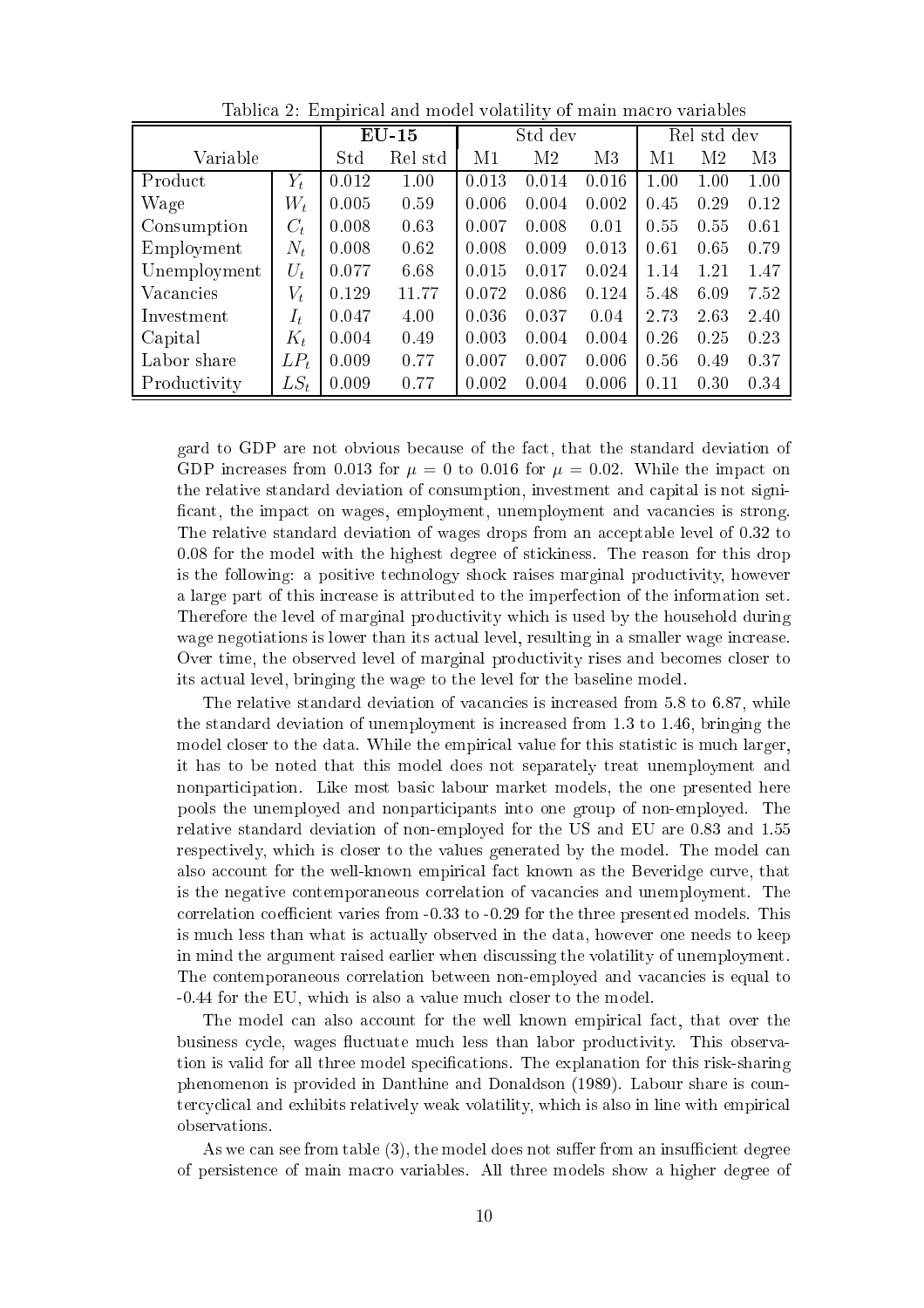Tablica 2: Empirical and model volatility of main macro variables

| Variable | | EU-15 | | Std dev | | | Rel std dev | | |
|---|---|---|---|---|---|---|---|---|---|
| | | Std | Rel std | M1 | M2 | M3 | M1 | M2 | M3 |
| Product | $Y_t$ | 0.012 | 1.00 | 0.013 | 0.014 | 0.016 | 1.00 | 1.00 | 1.00 |
| Wage | $W_t$ | 0.005 | 0.59 | 0.006 | 0.004 | 0.002 | 0.45 | 0.29 | 0.12 |
| Consumption | $C_t$ | 0.008 | 0.63 | 0.007 | 0.008 | 0.01 | 0.55 | 0.55 | 0.61 |
| Employment | $N_t$ | 0.008 | 0.62 | 0.008 | 0.009 | 0.013 | 0.61 | 0.65 | 0.79 |
| Unemployment | $U_t$ | 0.077 | 6.68 | 0.015 | 0.017 | 0.024 | 1.14 | 1.21 | 1.47 |
| Vacancies | $V_t$ | 0.129 | 11.77 | 0.072 | 0.086 | 0.124 | 5.48 | 6.09 | 7.52 |
| Investment | $I_t$ | 0.047 | 4.00 | 0.036 | 0.037 | 0.04 | 2.73 | 2.63 | 2.40 |
| Capital | $K_t$ | 0.004 | 0.49 | 0.003 | 0.004 | 0.004 | 0.26 | 0.25 | 0.23 |
| Labor share | $LP_t$ | 0.009 | 0.77 | 0.007 | 0.007 | 0.006 | 0.56 | 0.49 | 0.37 |
| Productivity | $LS_t$ | 0.009 | 0.77 | 0.002 | 0.004 | 0.006 | 0.11 | 0.30 | 0.34 |

gard to GDP are not obvious because of the fact, that the standard deviation of GDP increases from 0.013 for $\mu = 0$ to 0.016 for $\mu = 0.02$. While the impact on the relative standard deviation of consumption, investment and capital is not significant, the impact on wages, employment, unemployment and vacancies is strong. The relative standard deviation of wages drops from an acceptable level of 0.32 to 0.08 for the model with the highest degree of stickiness. The reason for this drop is the following: a positive technology shock raises marginal productivity, however a large part of this increase is attributed to the imperfection of the information set. Therefore the level of marginal productivity which is used by the household during wage negotiations is lower than its actual level, resulting in a smaller wage increase. Over time, the observed level of marginal productivity rises and becomes closer to its actual level, bringing the wage to the level for the baseline model.

The relative standard deviation of vacancies is increased from 5.8 to 6.87, while the standard deviation of unemployment is increased from 1.3 to 1.46, bringing the model closer to the data. While the empirical value for this statistic is much larger, it has to be noted that this model does not separately treat unemployment and nonparticipation. Like most basic labour market models, the one presented here pools the unemployed and nonparticipants into one group of non-employed. The relative standard deviation of non-employed for the US and EU are 0.83 and 1.55 respectively, which is closer to the values generated by the model. The model can also account for the well-known empirical fact known as the Beveridge curve, that is the negative contemporaneous correlation of vacancies and unemployment. The correlation coefficient varies from -0.33 to -0.29 for the three presented models. This is much less than what is actually observed in the data, however one needs to keep in mind the argument raised earlier when discussing the volatility of unemployment. The contemporaneous correlation between non-employed and vacancies is equal to -0.44 for the EU, which is also a value much closer to the model.

The model can also account for the well known empirical fact, that over the business cycle, wages fluctuate much less than labor productivity. This observation is valid for all three model specifications. The explanation for this risk-sharing phenomenon is provided in Danthine and Donaldson (1989). Labour share is countercyclical and exhibits relatively weak volatility, which is also in line with empirical observations.

As we can see from table (3), the model does not suffer from an insufficient degree of persistence of main macro variables. All three models show a higher degree of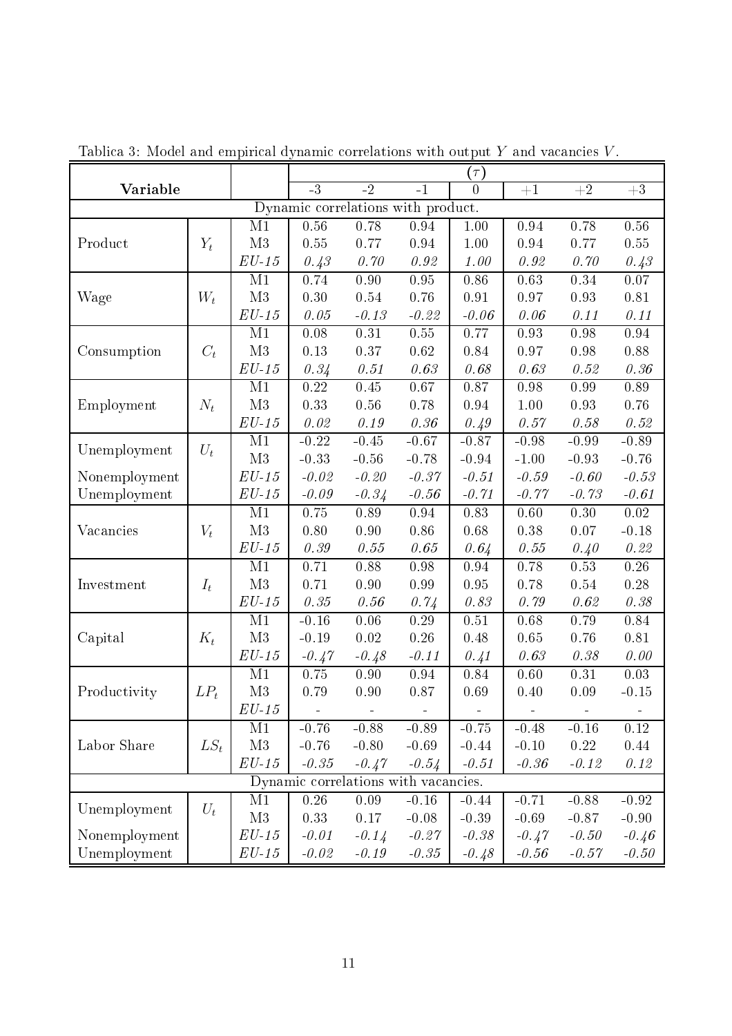Tablica 3: Model and empirical dynamic correlations with output $Y$ and vacancies $V$.

| **Variable** | | | $(\tau)$ | | | | | | |
|---|---|---|---|---|---|---|---|---|---|
| | | | -3 | -2 | -1 | 0 | +1 | +2 | +3 |
| Dynamic correlations with product. | | | | | | | | | |
| Product | $Y_t$ | M1 | 0.56 | 0.78 | 0.94 | 1.00 | 0.94 | 0.78 | 0.56 |
| | | M3 | 0.55 | 0.77 | 0.94 | 1.00 | 0.94 | 0.77 | 0.55 |
| | | *EU-15* | *0.43* | *0.70* | *0.92* | *1.00* | *0.92* | *0.70* | *0.43* |
| Wage | $W_t$ | M1 | 0.74 | 0.90 | 0.95 | 0.86 | 0.63 | 0.34 | 0.07 |
| | | M3 | 0.30 | 0.54 | 0.76 | 0.91 | 0.97 | 0.93 | 0.81 |
| | | *EU-15* | *0.05* | *-0.13* | *-0.22* | *-0.06* | *0.06* | *0.11* | *0.11* |
| Consumption | $C_t$ | M1 | 0.08 | 0.31 | 0.55 | 0.77 | 0.93 | 0.98 | 0.94 |
| | | M3 | 0.13 | 0.37 | 0.62 | 0.84 | 0.97 | 0.98 | 0.88 |
| | | *EU-15* | *0.34* | *0.51* | *0.63* | *0.68* | *0.63* | *0.52* | *0.36* |
| Employment | $N_t$ | M1 | 0.22 | 0.45 | 0.67 | 0.87 | 0.98 | 0.99 | 0.89 |
| | | M3 | 0.33 | 0.56 | 0.78 | 0.94 | 1.00 | 0.93 | 0.76 |
| | | *EU-15* | *0.02* | *0.19* | *0.36* | *0.49* | *0.57* | *0.58* | *0.52* |
| Unemployment | $U_t$ | M1 | -0.22 | -0.45 | -0.67 | -0.87 | -0.98 | -0.99 | -0.89 |
| | | M3 | -0.33 | -0.56 | -0.78 | -0.94 | -1.00 | -0.93 | -0.76 |
| Nonemployment | | *EU-15* | *-0.02* | *-0.20* | *-0.37* | *-0.51* | *-0.59* | *-0.60* | *-0.53* |
| Unemployment | | *EU-15* | *-0.09* | *-0.34* | *-0.56* | *-0.71* | *-0.77* | *-0.73* | *-0.61* |
| Vacancies | $V_t$ | M1 | 0.75 | 0.89 | 0.94 | 0.83 | 0.60 | 0.30 | 0.02 |
| | | M3 | 0.80 | 0.90 | 0.86 | 0.68 | 0.38 | 0.07 | -0.18 |
| | | *EU-15* | *0.39* | *0.55* | *0.65* | *0.64* | *0.55* | *0.40* | *0.22* |
| Investment | $I_t$ | M1 | 0.71 | 0.88 | 0.98 | 0.94 | 0.78 | 0.53 | 0.26 |
| | | M3 | 0.71 | 0.90 | 0.99 | 0.95 | 0.78 | 0.54 | 0.28 |
| | | *EU-15* | *0.35* | *0.56* | *0.74* | *0.83* | *0.79* | *0.62* | *0.38* |
| Capital | $K_t$ | M1 | -0.16 | 0.06 | 0.29 | 0.51 | 0.68 | 0.79 | 0.84 |
| | | M3 | -0.19 | 0.02 | 0.26 | 0.48 | 0.65 | 0.76 | 0.81 |
| | | *EU-15* | *-0.47* | *-0.48* | *-0.11* | *0.41* | *0.63* | *0.38* | *0.00* |
| Productivity | $LP_t$ | M1 | 0.75 | 0.90 | 0.94 | 0.84 | 0.60 | 0.31 | 0.03 |
| | | M3 | 0.79 | 0.90 | 0.87 | 0.69 | 0.40 | 0.09 | -0.15 |
| | | *EU-15* | - | - | - | - | - | - | - |
| Labor Share | $LS_t$ | M1 | -0.76 | -0.88 | -0.89 | -0.75 | -0.48 | -0.16 | 0.12 |
| | | M3 | -0.76 | -0.80 | -0.69 | -0.44 | -0.10 | 0.22 | 0.44 |
| | | *EU-15* | *-0.35* | *-0.47* | *-0.54* | *-0.51* | *-0.36* | *-0.12* | *0.12* |
| Dynamic correlations with vacancies. | | | | | | | | | |
| Unemployment | $U_t$ | M1 | 0.26 | 0.09 | -0.16 | -0.44 | -0.71 | -0.88 | -0.92 |
| | | M3 | 0.33 | 0.17 | -0.08 | -0.39 | -0.69 | -0.87 | -0.90 |
| Nonemployment | | *EU-15* | *-0.01* | *-0.14* | *-0.27* | *-0.38* | *-0.47* | *-0.50* | *-0.46* |
| Unemployment | | *EU-15* | *-0.02* | *-0.19* | *-0.35* | *-0.48* | *-0.56* | *-0.57* | *-0.50* |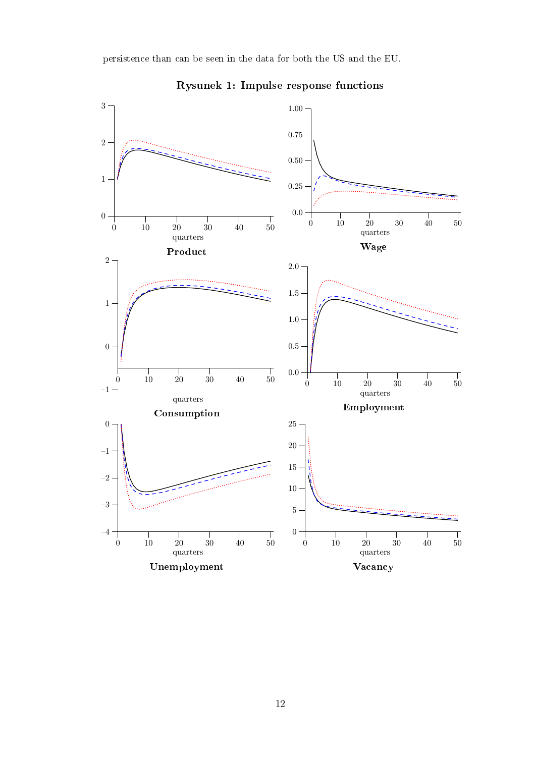persistence than can be seen in the data for both the US and the EU.

**Rysunek 1: Impulse response functions**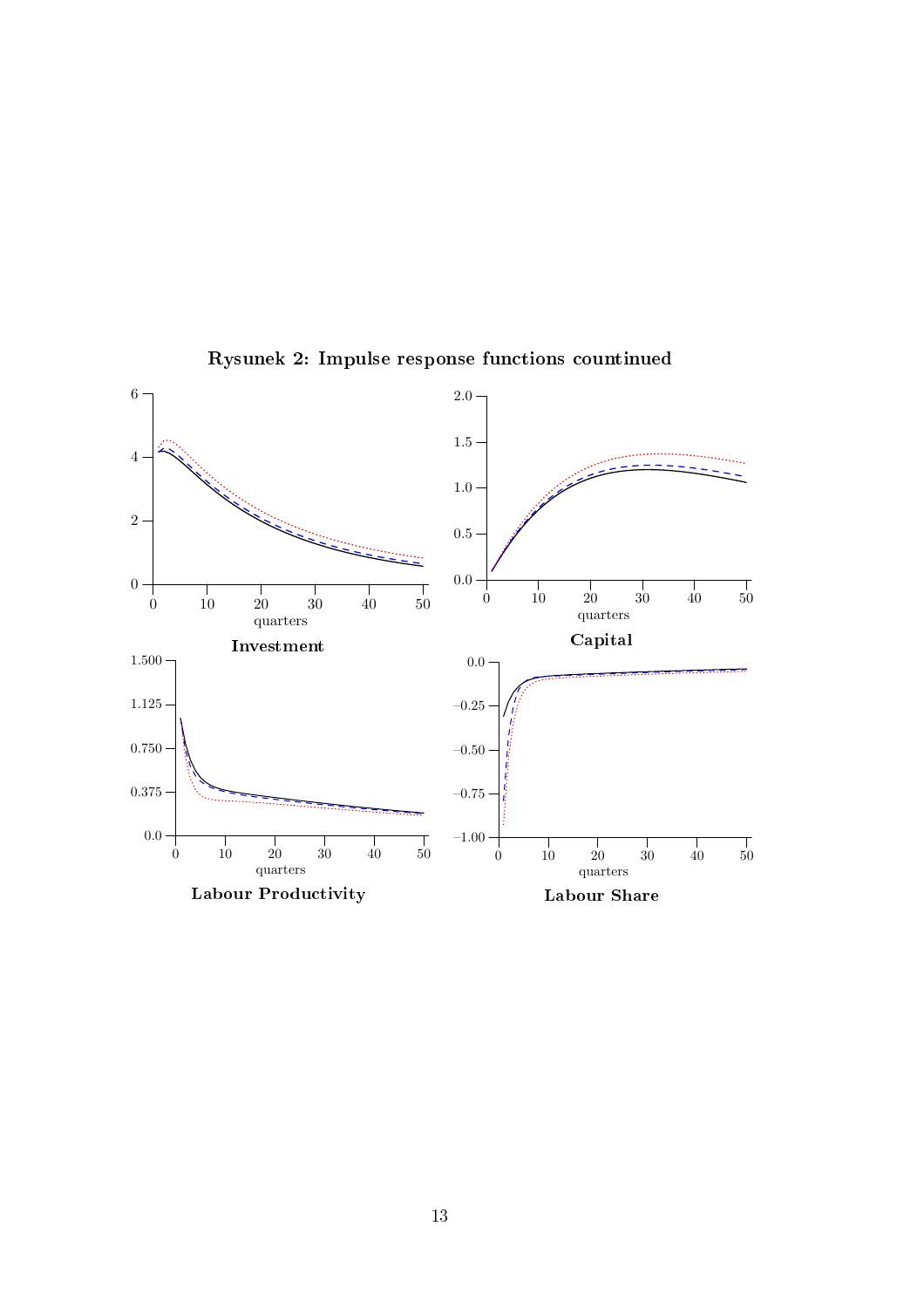**Rysunek 2: Impulse response functions countinued**

Investment

Capital

Labour Productivity

Labour Share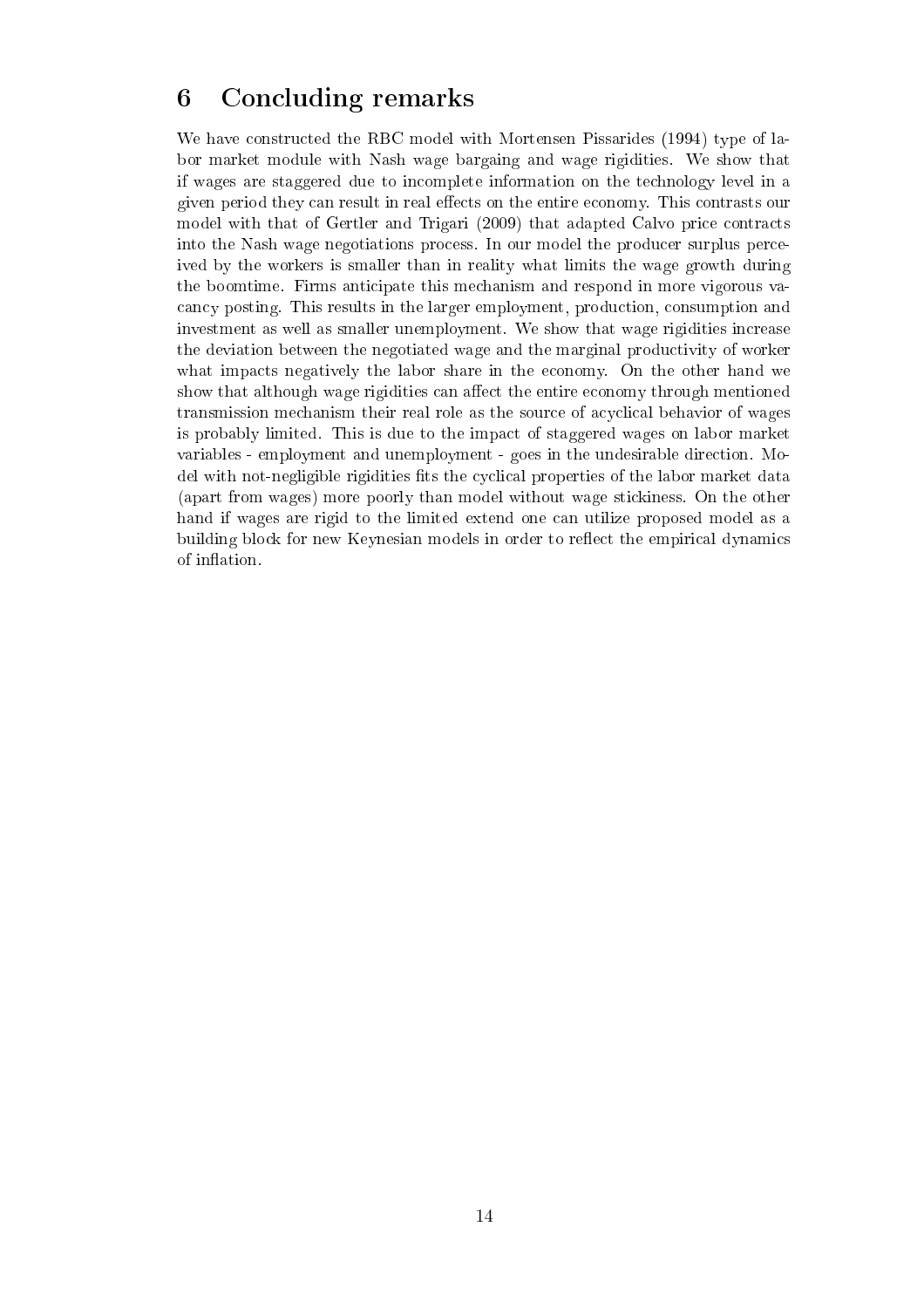# 6 Concluding remarks

We have constructed the RBC model with Mortensen Pissarides (1994) type of labor market module with Nash wage bargaing and wage rigidities. We show that if wages are staggered due to incomplete information on the technology level in a given period they can result in real effects on the entire economy. This contrasts our model with that of Gertler and Trigari (2009) that adapted Calvo price contracts into the Nash wage negotiations process. In our model the producer surplus perceived by the workers is smaller than in reality what limits the wage growth during the boomtime. Firms anticipate this mechanism and respond in more vigorous vacancy posting. This results in the larger employment, production, consumption and investment as well as smaller unemployment. We show that wage rigidities increase the deviation between the negotiated wage and the marginal productivity of worker what impacts negatively the labor share in the economy. On the other hand we show that although wage rigidities can affect the entire economy through mentioned transmission mechanism their real role as the source of acyclical behavior of wages is probably limited. This is due to the impact of staggered wages on labor market variables - employment and unemployment - goes in the undesirable direction. Model with not-negligible rigidities fits the cyclical properties of the labor market data (apart from wages) more poorly than model without wage stickiness. On the other hand if wages are rigid to the limited extend one can utilize proposed model as a building block for new Keynesian models in order to reflect the empirical dynamics of inflation.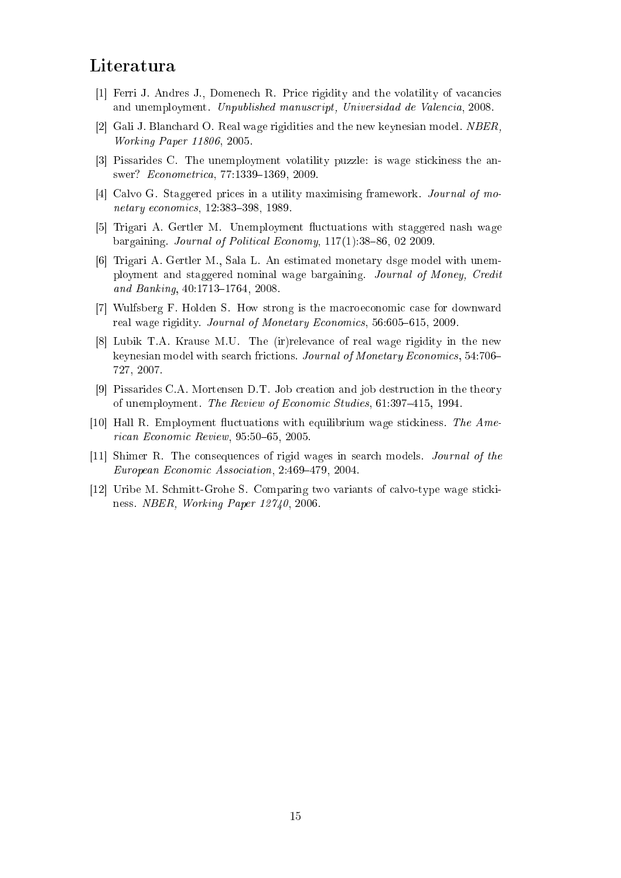# Literatura

[1] Ferri J. Andres J., Domenech R. Price rigidity and the volatility of vacancies and unemployment. *Unpublished manuscript, Universidad de Valencia*, 2008.

[2] Gali J. Blanchard O. Real wage rigidities and the new keynesian model. *NBER, Working Paper 11806*, 2005.

[3] Pissarides C. The unemployment volatility puzzle: is wage stickiness the answer? *Econometrica*, 77:1339–1369, 2009.

[4] Calvo G. Staggered prices in a utility maximising framework. *Journal of monetary economics*, 12:383–398, 1989.

[5] Trigari A. Gertler M. Unemployment fluctuations with staggered nash wage bargaining. *Journal of Political Economy*, 117(1):38–86, 02 2009.

[6] Trigari A. Gertler M., Sala L. An estimated monetary dsge model with unemployment and staggered nominal wage bargaining. *Journal of Money, Credit and Banking*, 40:1713–1764, 2008.

[7] Wulfsberg F. Holden S. How strong is the macroeconomic case for downward real wage rigidity. *Journal of Monetary Economics*, 56:605–615, 2009.

[8] Lubik T.A. Krause M.U. The (ir)relevance of real wage rigidity in the new keynesian model with search frictions. *Journal of Monetary Economics*, 54:706–727, 2007.

[9] Pissarides C.A. Mortensen D.T. Job creation and job destruction in the theory of unemployment. *The Review of Economic Studies*, 61:397–415, 1994.

[10] Hall R. Employment fluctuations with equilibrium wage stickiness. *The American Economic Review*, 95:50–65, 2005.

[11] Shimer R. The consequences of rigid wages in search models. *Journal of the European Economic Association*, 2:469–479, 2004.

[12] Uribe M. Schmitt-Grohe S. Comparing two variants of calvo-type wage stickiness. *NBER, Working Paper 12740*, 2006.